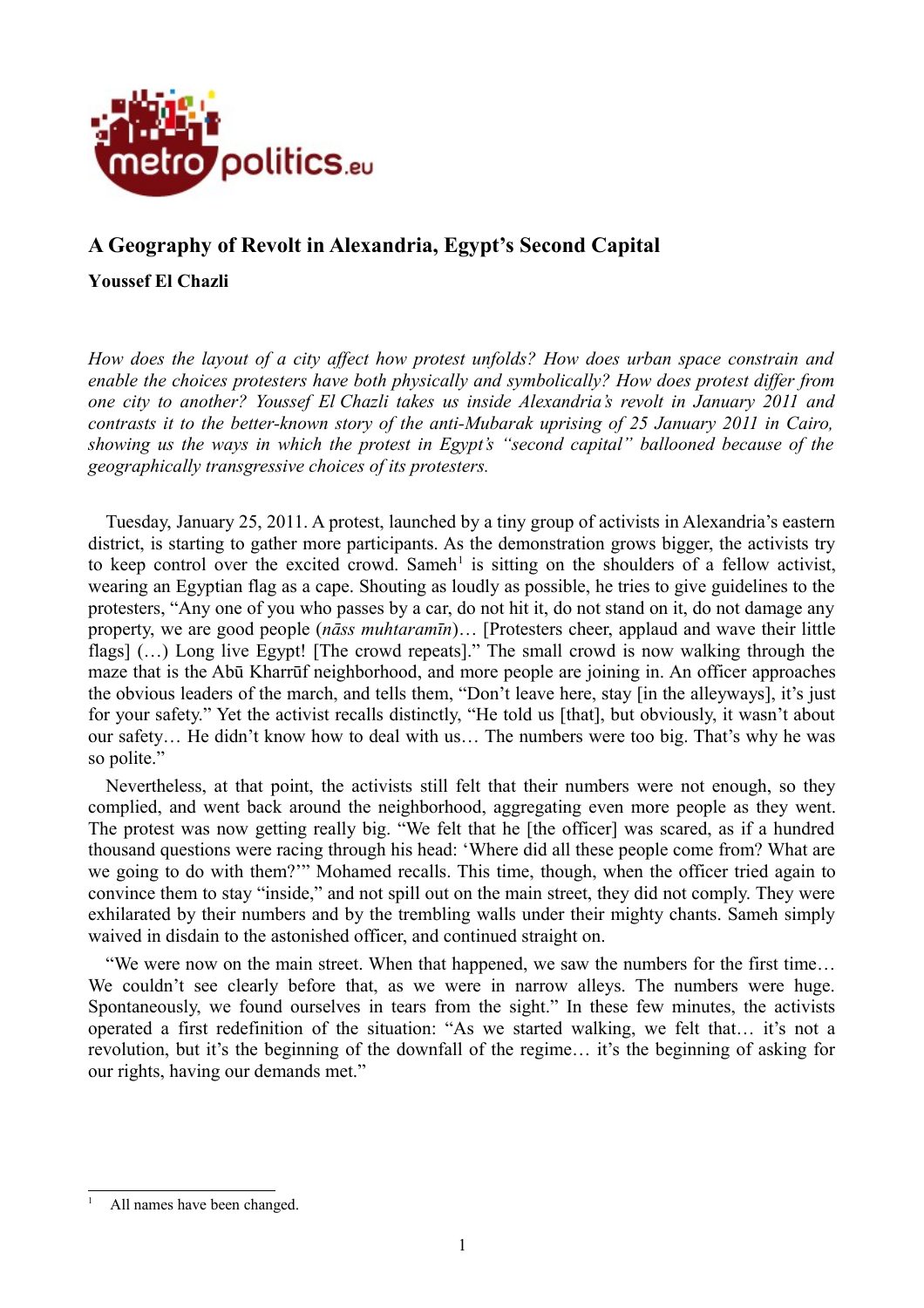# A Geography of Revolt in Alexandria, Egypt's Second Capital

**Youssef El Chazli**

*How does the layout of a city affect how protest unfolds? How does urban space constrain and enable the choices protesters have both physically and symbolically? How does protest differ from one city to another? Youssef El Chazli takes us inside Alexandria's revolt in January 2011 and contrasts it to the better-known story of the anti-Mubarak uprising of 25 January 2011 in Cairo, showing us the ways in which the protest in Egypt's "second capital" ballooned because of the geographically transgressive choices of its protesters.*

Tuesday, January 25, 2011. A protest, launched by a tiny group of activists in Alexandria's eastern district, is starting to gather more participants. As the demonstration grows bigger, the activists try to keep control over the excited crowd. Sameh[1] is sitting on the shoulders of a fellow activist, wearing an Egyptian flag as a cape. Shouting as loudly as possible, he tries to give guidelines to the protesters, "Any one of you who passes by a car, do not hit it, do not stand on it, do not damage any property, we are good people (*nāss muhtaramīn*)… [Protesters cheer, applaud and wave their little flags] (…) Long live Egypt! [The crowd repeats]." The small crowd is now walking through the maze that is the Abū Kharrūf neighborhood, and more people are joining in. An officer approaches the obvious leaders of the march, and tells them, "Don't leave here, stay [in the alleyways], it's just for your safety." Yet the activist recalls distinctly, "He told us [that], but obviously, it wasn't about our safety… He didn't know how to deal with us… The numbers were too big. That's why he was so polite."

Nevertheless, at that point, the activists still felt that their numbers were not enough, so they complied, and went back around the neighborhood, aggregating even more people as they went. The protest was now getting really big. "We felt that he [the officer] was scared, as if a hundred thousand questions were racing through his head: 'Where did all these people come from? What are we going to do with them?'" Mohamed recalls. This time, though, when the officer tried again to convince them to stay "inside," and not spill out on the main street, they did not comply. They were exhilarated by their numbers and by the trembling walls under their mighty chants. Sameh simply waived in disdain to the astonished officer, and continued straight on.

"We were now on the main street. When that happened, we saw the numbers for the first time… We couldn't see clearly before that, as we were in narrow alleys. The numbers were huge. Spontaneously, we found ourselves in tears from the sight." In these few minutes, the activists operated a first redefinition of the situation: "As we started walking, we felt that… it's not a revolution, but it's the beginning of the downfall of the regime… it's the beginning of asking for our rights, having our demands met."

[1] All names have been changed.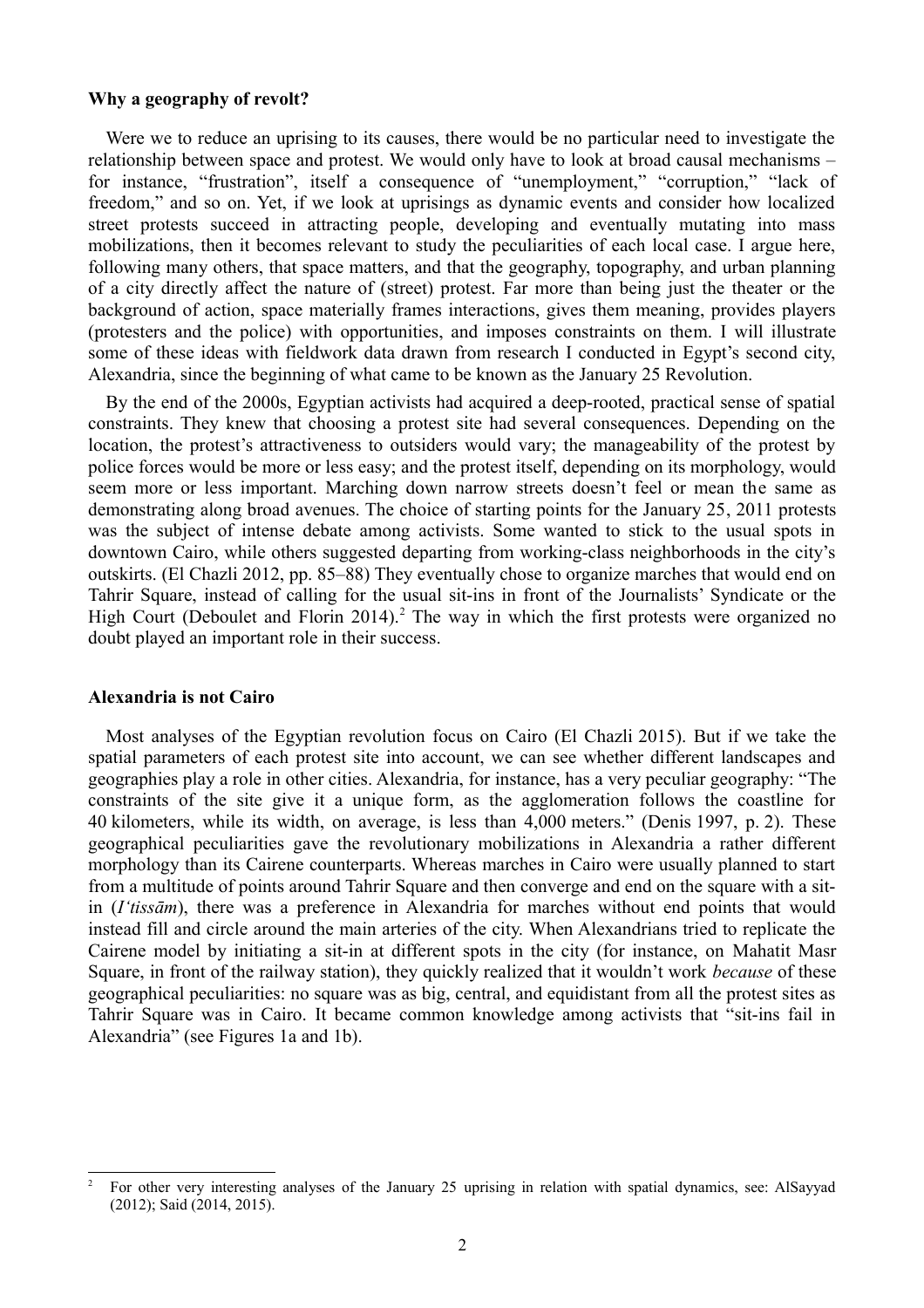### Why a geography of revolt?

Were we to reduce an uprising to its causes, there would be no particular need to investigate the relationship between space and protest. We would only have to look at broad causal mechanisms – for instance, "frustration", itself a consequence of "unemployment," "corruption," "lack of freedom," and so on. Yet, if we look at uprisings as dynamic events and consider how localized street protests succeed in attracting people, developing and eventually mutating into mass mobilizations, then it becomes relevant to study the peculiarities of each local case. I argue here, following many others, that space matters, and that the geography, topography, and urban planning of a city directly affect the nature of (street) protest. Far more than being just the theater or the background of action, space materially frames interactions, gives them meaning, provides players (protesters and the police) with opportunities, and imposes constraints on them. I will illustrate some of these ideas with fieldwork data drawn from research I conducted in Egypt's second city, Alexandria, since the beginning of what came to be known as the January 25 Revolution.

By the end of the 2000s, Egyptian activists had acquired a deep-rooted, practical sense of spatial constraints. They knew that choosing a protest site had several consequences. Depending on the location, the protest's attractiveness to outsiders would vary; the manageability of the protest by police forces would be more or less easy; and the protest itself, depending on its morphology, would seem more or less important. Marching down narrow streets doesn't feel or mean the same as demonstrating along broad avenues. The choice of starting points for the January 25, 2011 protests was the subject of intense debate among activists. Some wanted to stick to the usual spots in downtown Cairo, while others suggested departing from working-class neighborhoods in the city's outskirts. (El Chazli 2012, pp. 85–88) They eventually chose to organize marches that would end on Tahrir Square, instead of calling for the usual sit-ins in front of the Journalists' Syndicate or the High Court (Deboulet and Florin 2014).[2] The way in which the first protests were organized no doubt played an important role in their success.

### Alexandria is not Cairo

Most analyses of the Egyptian revolution focus on Cairo (El Chazli 2015). But if we take the spatial parameters of each protest site into account, we can see whether different landscapes and geographies play a role in other cities. Alexandria, for instance, has a very peculiar geography: "The constraints of the site give it a unique form, as the agglomeration follows the coastline for 40 kilometers, while its width, on average, is less than 4,000 meters." (Denis 1997, p. 2). These geographical peculiarities gave the revolutionary mobilizations in Alexandria a rather different morphology than its Cairene counterparts. Whereas marches in Cairo were usually planned to start from a multitude of points around Tahrir Square and then converge and end on the square with a sit-in (*I'tissām*), there was a preference in Alexandria for marches without end points that would instead fill and circle around the main arteries of the city. When Alexandrians tried to replicate the Cairene model by initiating a sit-in at different spots in the city (for instance, on Mahatit Masr Square, in front of the railway station), they quickly realized that it wouldn't work *because* of these geographical peculiarities: no square was as big, central, and equidistant from all the protest sites as Tahrir Square was in Cairo. It became common knowledge among activists that "sit-ins fail in Alexandria" (see Figures 1a and 1b).

[2] For other very interesting analyses of the January 25 uprising in relation with spatial dynamics, see: AlSayyad (2012); Said (2014, 2015).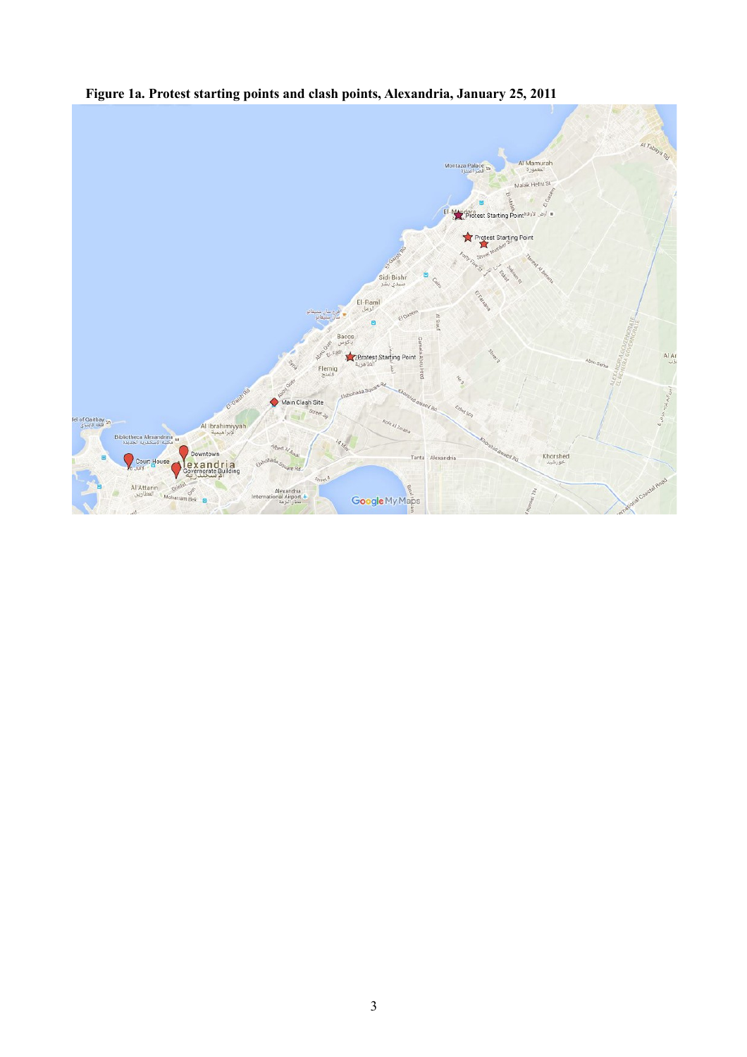**Figure 1a. Protest starting points and clash points, Alexandria, January 25, 2011**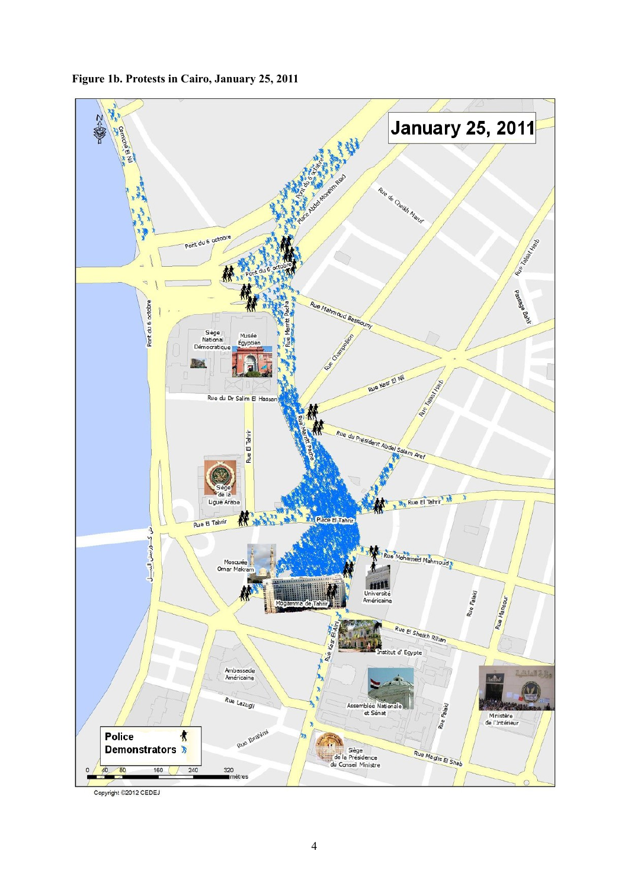**Figure 1b. Protests in Cairo, January 25, 2011**

January 25, 2011

Police
Demonstrators

Copyright ©2012 CEDEJ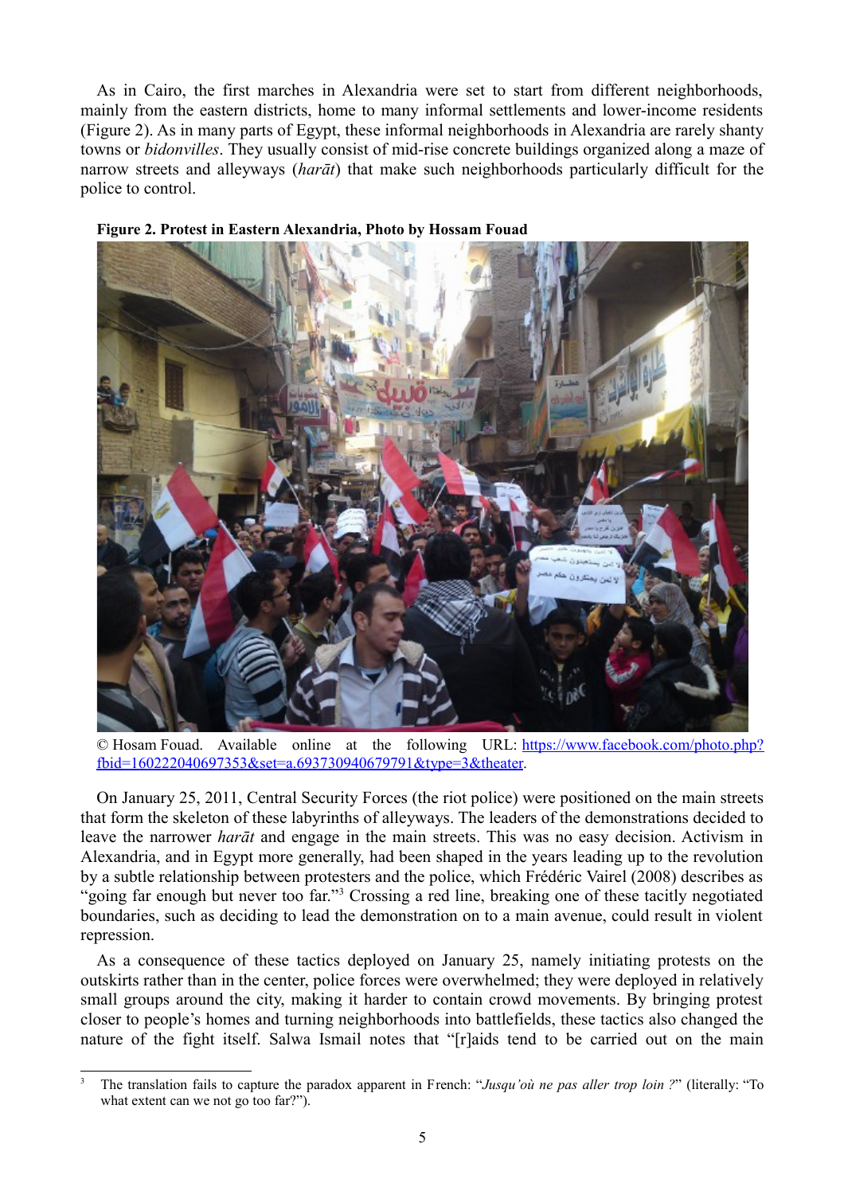As in Cairo, the first marches in Alexandria were set to start from different neighborhoods, mainly from the eastern districts, home to many informal settlements and lower-income residents (Figure 2). As in many parts of Egypt, these informal neighborhoods in Alexandria are rarely shanty towns or *bidonvilles*. They usually consist of mid-rise concrete buildings organized along a maze of narrow streets and alleyways (*harāt*) that make such neighborhoods particularly difficult for the police to control.

**Figure 2. Protest in Eastern Alexandria, Photo by Hossam Fouad**

© Hosam Fouad. Available online at the following URL: https://www.facebook.com/photo.php?fbid=160222040697353&set=a.693730940679791&type=3&theater.

On January 25, 2011, Central Security Forces (the riot police) were positioned on the main streets that form the skeleton of these labyrinths of alleyways. The leaders of the demonstrations decided to leave the narrower *harāt* and engage in the main streets. This was no easy decision. Activism in Alexandria, and in Egypt more generally, had been shaped in the years leading up to the revolution by a subtle relationship between protesters and the police, which Frédéric Vairel (2008) describes as "going far enough but never too far."[3] Crossing a red line, breaking one of these tacitly negotiated boundaries, such as deciding to lead the demonstration on to a main avenue, could result in violent repression.

As a consequence of these tactics deployed on January 25, namely initiating protests on the outskirts rather than in the center, police forces were overwhelmed; they were deployed in relatively small groups around the city, making it harder to contain crowd movements. By bringing protest closer to people's homes and turning neighborhoods into battlefields, these tactics also changed the nature of the fight itself. Salwa Ismail notes that "[r]aids tend to be carried out on the main

[3] The translation fails to capture the paradox apparent in French: "*Jusqu'où ne pas aller trop loin ?*" (literally: "To what extent can we not go too far?").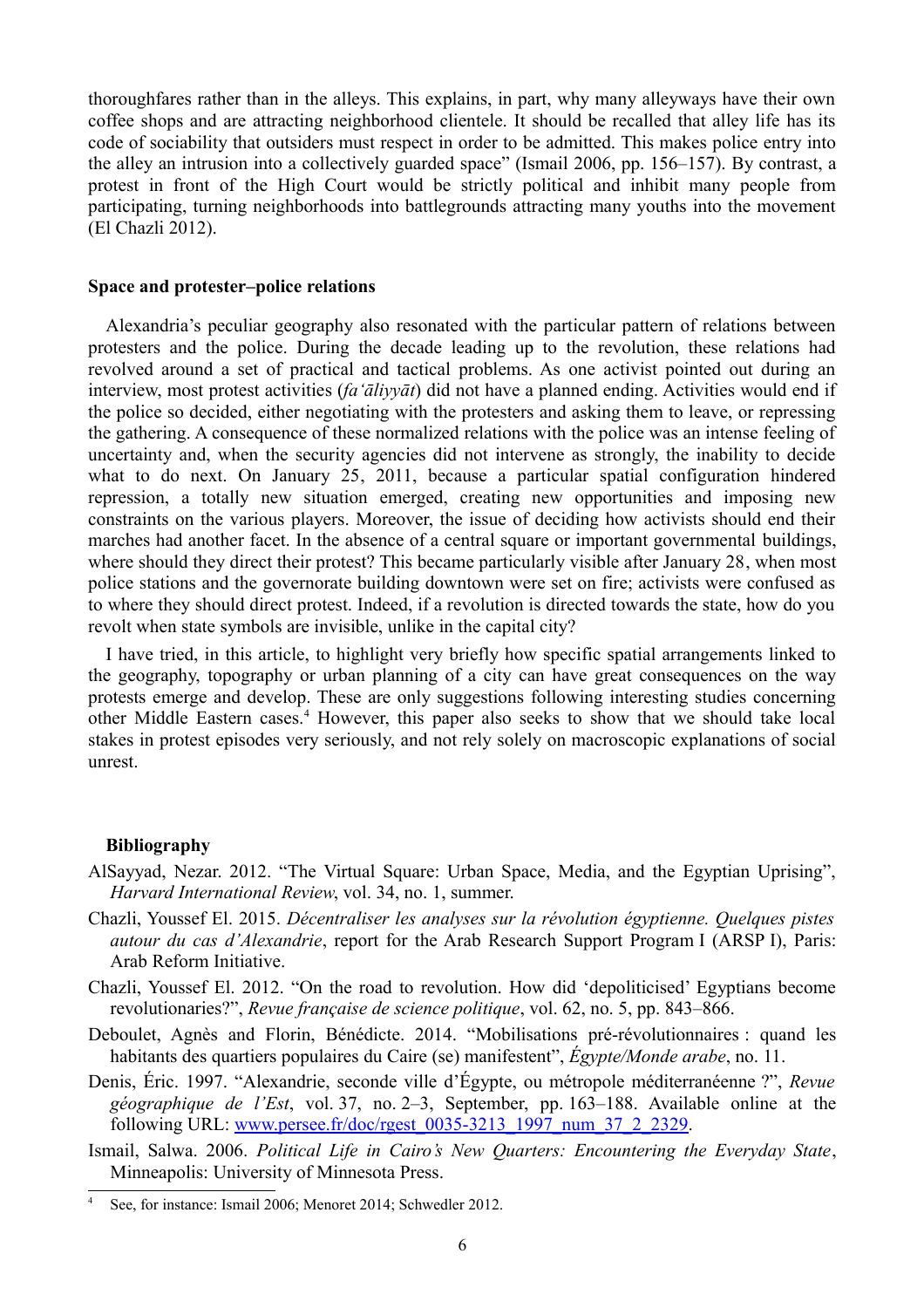thoroughfares rather than in the alleys. This explains, in part, why many alleyways have their own coffee shops and are attracting neighborhood clientele. It should be recalled that alley life has its code of sociability that outsiders must respect in order to be admitted. This makes police entry into the alley an intrusion into a collectively guarded space" (Ismail 2006, pp. 156–157). By contrast, a protest in front of the High Court would be strictly political and inhibit many people from participating, turning neighborhoods into battlegrounds attracting many youths into the movement (El Chazli 2012).

### Space and protester–police relations

Alexandria's peculiar geography also resonated with the particular pattern of relations between protesters and the police. During the decade leading up to the revolution, these relations had revolved around a set of practical and tactical problems. As one activist pointed out during an interview, most protest activities (*fa'āliyyāt*) did not have a planned ending. Activities would end if the police so decided, either negotiating with the protesters and asking them to leave, or repressing the gathering. A consequence of these normalized relations with the police was an intense feeling of uncertainty and, when the security agencies did not intervene as strongly, the inability to decide what to do next. On January 25, 2011, because a particular spatial configuration hindered repression, a totally new situation emerged, creating new opportunities and imposing new constraints on the various players. Moreover, the issue of deciding how activists should end their marches had another facet. In the absence of a central square or important governmental buildings, where should they direct their protest? This became particularly visible after January 28, when most police stations and the governorate building downtown were set on fire; activists were confused as to where they should direct protest. Indeed, if a revolution is directed towards the state, how do you revolt when state symbols are invisible, unlike in the capital city?

I have tried, in this article, to highlight very briefly how specific spatial arrangements linked to the geography, topography or urban planning of a city can have great consequences on the way protests emerge and develop. These are only suggestions following interesting studies concerning other Middle Eastern cases.[4] However, this paper also seeks to show that we should take local stakes in protest episodes very seriously, and not rely solely on macroscopic explanations of social unrest.

### Bibliography

AlSayyad, Nezar. 2012. "The Virtual Square: Urban Space, Media, and the Egyptian Uprising", *Harvard International Review*, vol. 34, no. 1, summer.

Chazli, Youssef El. 2015. *Décentraliser les analyses sur la révolution égyptienne. Quelques pistes autour du cas d'Alexandrie*, report for the Arab Research Support Program I (ARSP I), Paris: Arab Reform Initiative.

Chazli, Youssef El. 2012. "On the road to revolution. How did 'depoliticised' Egyptians become revolutionaries?", *Revue française de science politique*, vol. 62, no. 5, pp. 843–866.

Deboulet, Agnès and Florin, Bénédicte. 2014. "Mobilisations pré-révolutionnaires : quand les habitants des quartiers populaires du Caire (se) manifestent", *Égypte/Monde arabe*, no. 11.

Denis, Éric. 1997. "Alexandrie, seconde ville d'Égypte, ou métropole méditerranéenne ?", *Revue géographique de l'Est*, vol. 37, no. 2–3, September, pp. 163–188. Available online at the following URL: www.persee.fr/doc/rgest_0035-3213_1997_num_37_2_2329.

Ismail, Salwa. 2006. *Political Life in Cairo's New Quarters: Encountering the Everyday State*, Minneapolis: University of Minnesota Press.

---

[4] See, for instance: Ismail 2006; Menoret 2014; Schwedler 2012.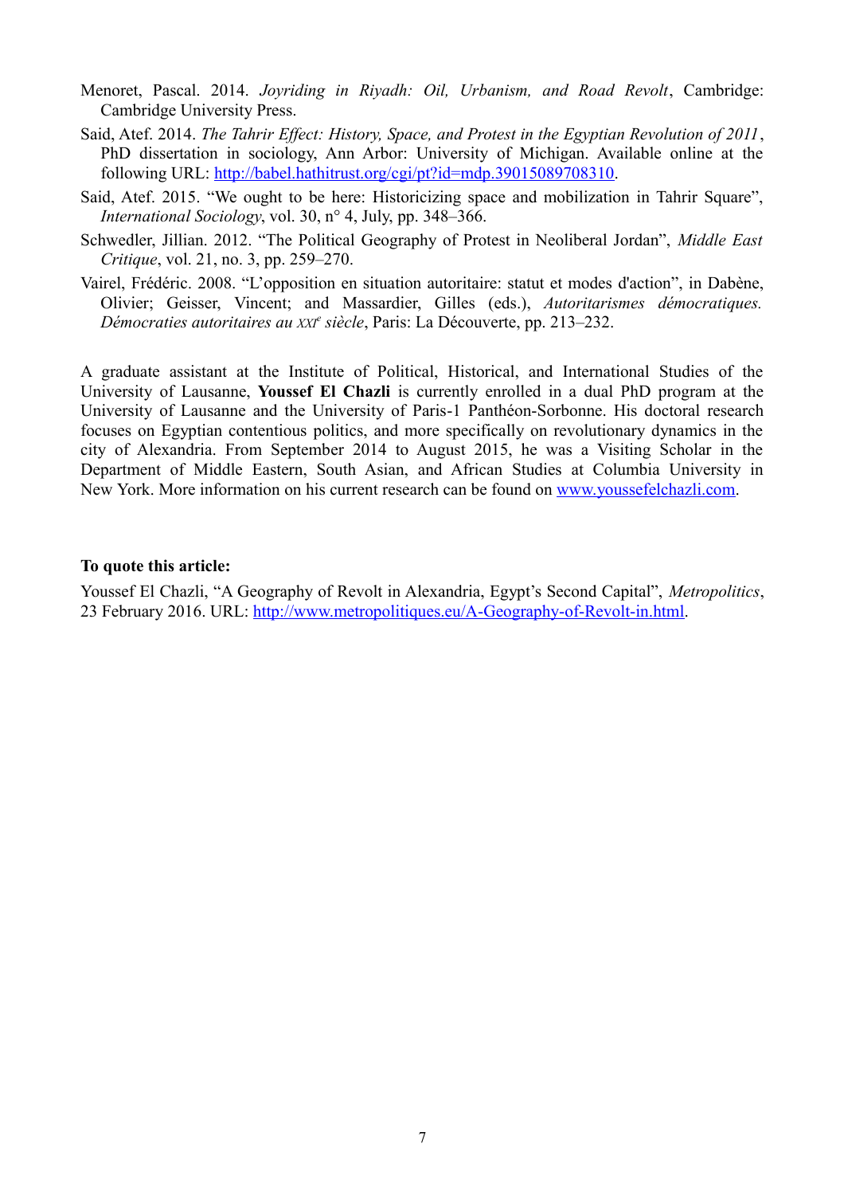- Menoret, Pascal. 2014. *Joyriding in Riyadh: Oil, Urbanism, and Road Revolt*, Cambridge: Cambridge University Press.
- Said, Atef. 2014. *The Tahrir Effect: History, Space, and Protest in the Egyptian Revolution of 2011*, PhD dissertation in sociology, Ann Arbor: University of Michigan. Available online at the following URL: http://babel.hathitrust.org/cgi/pt?id=mdp.39015089708310.
- Said, Atef. 2015. "We ought to be here: Historicizing space and mobilization in Tahrir Square", *International Sociology*, vol. 30, n° 4, July, pp. 348–366.
- Schwedler, Jillian. 2012. "The Political Geography of Protest in Neoliberal Jordan", *Middle East Critique*, vol. 21, no. 3, pp. 259–270.
- Vairel, Frédéric. 2008. "L'opposition en situation autoritaire: statut et modes d'action", in Dabène, Olivier; Geisser, Vincent; and Massardier, Gilles (eds.), *Autoritarismes démocratiques. Démocraties autoritaires au XXIe siècle*, Paris: La Découverte, pp. 213–232.

A graduate assistant at the Institute of Political, Historical, and International Studies of the University of Lausanne, **Youssef El Chazli** is currently enrolled in a dual PhD program at the University of Lausanne and the University of Paris-1 Panthéon-Sorbonne. His doctoral research focuses on Egyptian contentious politics, and more specifically on revolutionary dynamics in the city of Alexandria. From September 2014 to August 2015, he was a Visiting Scholar in the Department of Middle Eastern, South Asian, and African Studies at Columbia University in New York. More information on his current research can be found on www.youssefelchazli.com.

**To quote this article:**

Youssef El Chazli, "A Geography of Revolt in Alexandria, Egypt's Second Capital", *Metropolitics*, 23 February 2016. URL: http://www.metropolitiques.eu/A-Geography-of-Revolt-in.html.